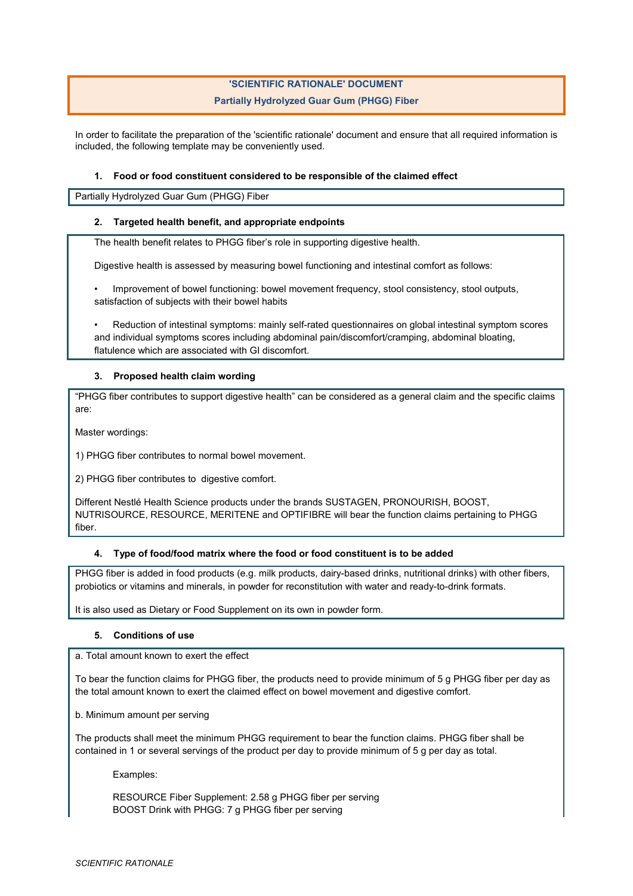## 'SCIENTIFIC RATIONALE' DOCUMENT

### Partially Hydrolyzed Guar Gum (PHGG) Fiber

In order to facilitate the preparation of the 'scientific rationale' document and ensure that all required information is included, the following template may be conveniently used.

#### 1. Food or food constituent considered to be responsible of the claimed effect

Partially Hydrolyzed Guar Gum (PHGG) Fiber

#### 2. Targeted health benefit, and appropriate endpoints

The health benefit relates to PHGG fiber's role in supporting digestive health.

Digestive health is assessed by measuring bowel functioning and intestinal comfort as follows:

- Improvement of bowel functioning: bowel movement frequency, stool consistency, stool outputs, satisfaction of subjects with their bowel habits

- Reduction of intestinal symptoms: mainly self-rated questionnaires on global intestinal symptom scores and individual symptoms scores including abdominal pain/discomfort/cramping, abdominal bloating, flatulence which are associated with GI discomfort.

#### 3. Proposed health claim wording

"PHGG fiber contributes to support digestive health" can be considered as a general claim and the specific claims are:

Master wordings:

1) PHGG fiber contributes to normal bowel movement.

2) PHGG fiber contributes to digestive comfort.

Different Nestlé Health Science products under the brands SUSTAGEN, PRONOURISH, BOOST, NUTRISOURCE, RESOURCE, MERITENE and OPTIFIBRE will bear the function claims pertaining to PHGG fiber.

#### 4. Type of food/food matrix where the food or food constituent is to be added

PHGG fiber is added in food products (e.g. milk products, dairy-based drinks, nutritional drinks) with other fibers, probiotics or vitamins and minerals, in powder for reconstitution with water and ready-to-drink formats.

It is also used as Dietary or Food Supplement on its own in powder form.

#### 5. Conditions of use

a. Total amount known to exert the effect

To bear the function claims for PHGG fiber, the products need to provide minimum of 5 g PHGG fiber per day as the total amount known to exert the claimed effect on bowel movement and digestive comfort.

b. Minimum amount per serving

The products shall meet the minimum PHGG requirement to bear the function claims. PHGG fiber shall be contained in 1 or several servings of the product per day to provide minimum of 5 g per day as total.

Examples:

RESOURCE Fiber Supplement: 2.58 g PHGG fiber per serving
BOOST Drink with PHGG: 7 g PHGG fiber per serving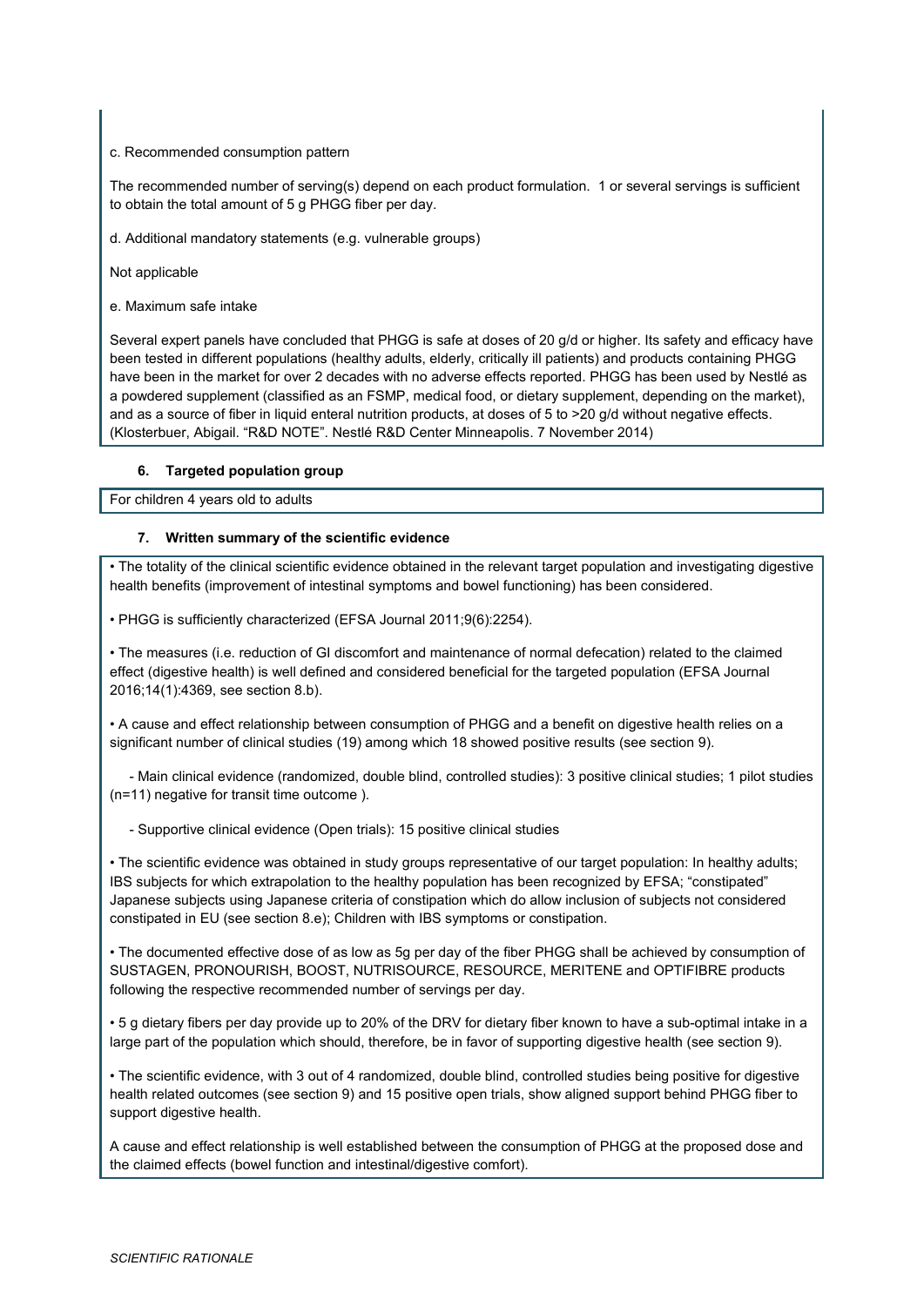c. Recommended consumption pattern

The recommended number of serving(s) depend on each product formulation. 1 or several servings is sufficient to obtain the total amount of 5 g PHGG fiber per day.

d. Additional mandatory statements (e.g. vulnerable groups)

Not applicable

e. Maximum safe intake

Several expert panels have concluded that PHGG is safe at doses of 20 g/d or higher. Its safety and efficacy have been tested in different populations (healthy adults, elderly, critically ill patients) and products containing PHGG have been in the market for over 2 decades with no adverse effects reported. PHGG has been used by Nestlé as a powdered supplement (classified as an FSMP, medical food, or dietary supplement, depending on the market), and as a source of fiber in liquid enteral nutrition products, at doses of 5 to >20 g/d without negative effects. (Klosterbuer, Abigail. "R&D NOTE". Nestlé R&D Center Minneapolis. 7 November 2014)

### 6. Targeted population group

For children 4 years old to adults

### 7. Written summary of the scientific evidence

- The totality of the clinical scientific evidence obtained in the relevant target population and investigating digestive health benefits (improvement of intestinal symptoms and bowel functioning) has been considered.

- PHGG is sufficiently characterized (EFSA Journal 2011;9(6):2254).

- The measures (i.e. reduction of GI discomfort and maintenance of normal defecation) related to the claimed effect (digestive health) is well defined and considered beneficial for the targeted population (EFSA Journal 2016;14(1):4369, see section 8.b).

- A cause and effect relationship between consumption of PHGG and a benefit on digestive health relies on a significant number of clinical studies (19) among which 18 showed positive results (see section 9).

  - Main clinical evidence (randomized, double blind, controlled studies): 3 positive clinical studies; 1 pilot studies (n=11) negative for transit time outcome ).

  - Supportive clinical evidence (Open trials): 15 positive clinical studies

- The scientific evidence was obtained in study groups representative of our target population: In healthy adults; IBS subjects for which extrapolation to the healthy population has been recognized by EFSA; "constipated" Japanese subjects using Japanese criteria of constipation which do allow inclusion of subjects not considered constipated in EU (see section 8.e); Children with IBS symptoms or constipation.

- The documented effective dose of as low as 5g per day of the fiber PHGG shall be achieved by consumption of SUSTAGEN, PRONOURISH, BOOST, NUTRISOURCE, RESOURCE, MERITENE and OPTIFIBRE products following the respective recommended number of servings per day.

- 5 g dietary fibers per day provide up to 20% of the DRV for dietary fiber known to have a sub-optimal intake in a large part of the population which should, therefore, be in favor of supporting digestive health (see section 9).

- The scientific evidence, with 3 out of 4 randomized, double blind, controlled studies being positive for digestive health related outcomes (see section 9) and 15 positive open trials, show aligned support behind PHGG fiber to support digestive health.

A cause and effect relationship is well established between the consumption of PHGG at the proposed dose and the claimed effects (bowel function and intestinal/digestive comfort).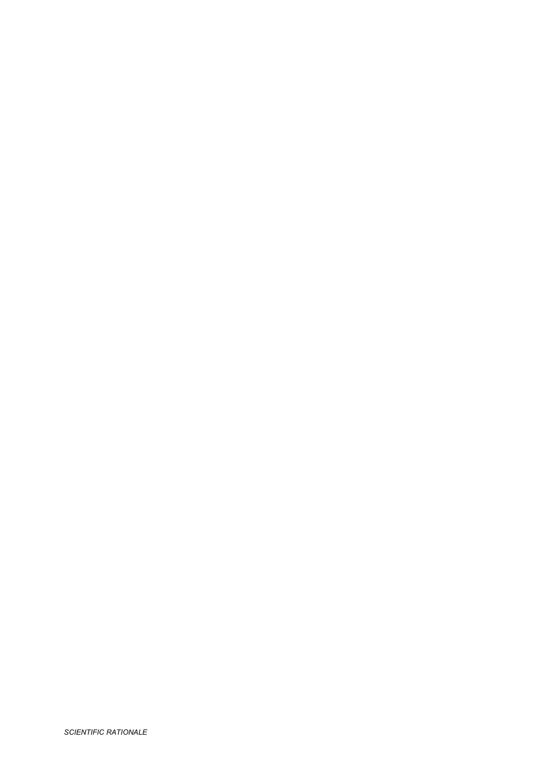*SCIENTIFIC RATIONALE*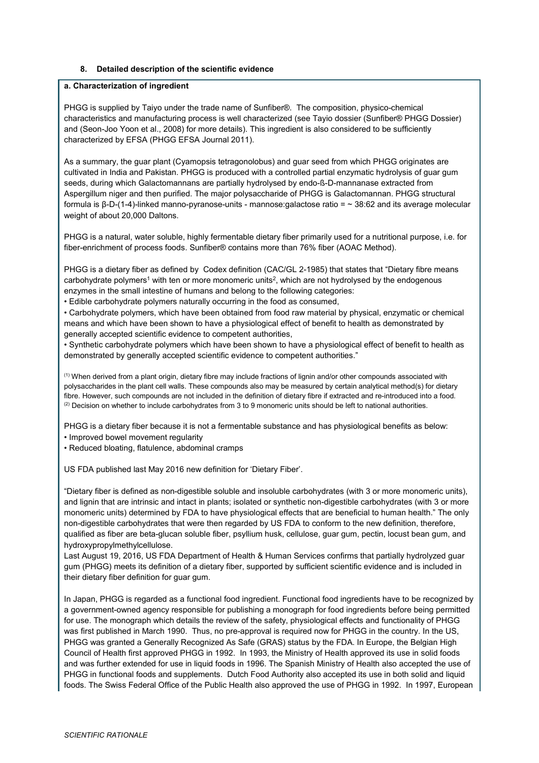#### 8. Detailed description of the scientific evidence

**a. Characterization of ingredient**

PHGG is supplied by Taiyo under the trade name of Sunfiber®. The composition, physico-chemical characteristics and manufacturing process is well characterized (see Tayio dossier (Sunfiber® PHGG Dossier) and (Seon-Joo Yoon et al., 2008) for more details). This ingredient is also considered to be sufficiently characterized by EFSA (PHGG EFSA Journal 2011).

As a summary, the guar plant (Cyamopsis tetragonolobus) and guar seed from which PHGG originates are cultivated in India and Pakistan. PHGG is produced with a controlled partial enzymatic hydrolysis of guar gum seeds, during which Galactomannans are partially hydrolysed by endo-ß-D-mannanase extracted from Aspergillum niger and then purified. The major polysaccharide of PHGG is Galactomannan. PHGG structural formula is β-D-(1-4)-linked manno-pyranose-units - mannose:galactose ratio = ~ 38:62 and its average molecular weight of about 20,000 Daltons.

PHGG is a natural, water soluble, highly fermentable dietary fiber primarily used for a nutritional purpose, i.e. for fiber-enrichment of process foods. Sunfiber® contains more than 76% fiber (AOAC Method).

PHGG is a dietary fiber as defined by Codex definition (CAC/GL 2-1985) that states that "Dietary fibre means carbohydrate polymers[1] with ten or more monomeric units[2], which are not hydrolysed by the endogenous enzymes in the small intestine of humans and belong to the following categories:

- Edible carbohydrate polymers naturally occurring in the food as consumed,
- Carbohydrate polymers, which have been obtained from food raw material by physical, enzymatic or chemical means and which have been shown to have a physiological effect of benefit to health as demonstrated by generally accepted scientific evidence to competent authorities,
- Synthetic carbohydrate polymers which have been shown to have a physiological effect of benefit to health as demonstrated by generally accepted scientific evidence to competent authorities."

(1) When derived from a plant origin, dietary fibre may include fractions of lignin and/or other compounds associated with polysaccharides in the plant cell walls. These compounds also may be measured by certain analytical method(s) for dietary fibre. However, such compounds are not included in the definition of dietary fibre if extracted and re-introduced into a food.
(2) Decision on whether to include carbohydrates from 3 to 9 monomeric units should be left to national authorities.

PHGG is a dietary fiber because it is not a fermentable substance and has physiological benefits as below:

- Improved bowel movement regularity
- Reduced bloating, flatulence, abdominal cramps

US FDA published last May 2016 new definition for 'Dietary Fiber'.

"Dietary fiber is defined as non-digestible soluble and insoluble carbohydrates (with 3 or more monomeric units), and lignin that are intrinsic and intact in plants; isolated or synthetic non-digestible carbohydrates (with 3 or more monomeric units) determined by FDA to have physiological effects that are beneficial to human health." The only non-digestible carbohydrates that were then regarded by US FDA to conform to the new definition, therefore, qualified as fiber are beta-glucan soluble fiber, psyllium husk, cellulose, guar gum, pectin, locust bean gum, and hydroxypropylmethylcellulose.
Last August 19, 2016, US FDA Department of Health & Human Services confirms that partially hydrolyzed guar gum (PHGG) meets its definition of a dietary fiber, supported by sufficient scientific evidence and is included in their dietary fiber definition for guar gum.

In Japan, PHGG is regarded as a functional food ingredient. Functional food ingredients have to be recognized by a government-owned agency responsible for publishing a monograph for food ingredients before being permitted for use. The monograph which details the review of the safety, physiological effects and functionality of PHGG was first published in March 1990. Thus, no pre-approval is required now for PHGG in the country. In the US, PHGG was granted a Generally Recognized As Safe (GRAS) status by the FDA. In Europe, the Belgian High Council of Health first approved PHGG in 1992. In 1993, the Ministry of Health approved its use in solid foods and was further extended for use in liquid foods in 1996. The Spanish Ministry of Health also accepted the use of PHGG in functional foods and supplements. Dutch Food Authority also accepted its use in both solid and liquid foods. The Swiss Federal Office of the Public Health also approved the use of PHGG in 1992. In 1997, European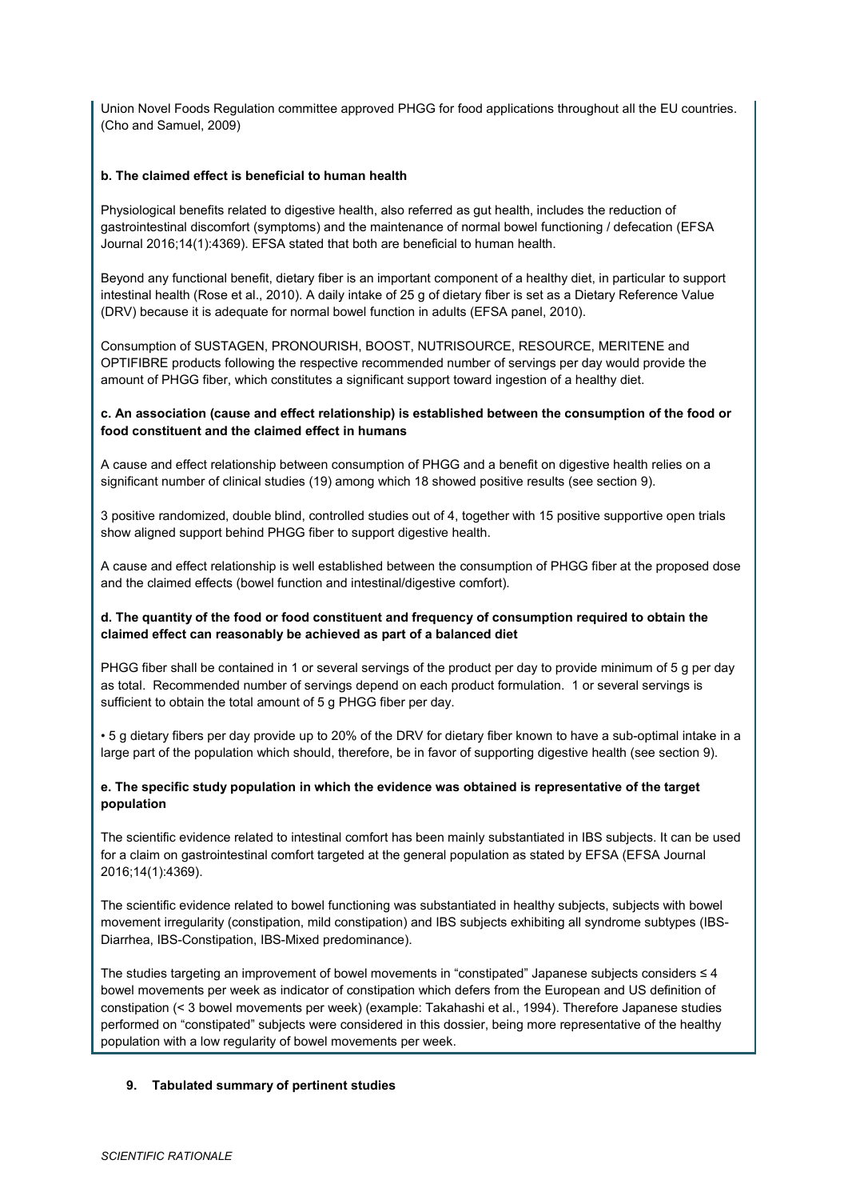Union Novel Foods Regulation committee approved PHGG for food applications throughout all the EU countries. (Cho and Samuel, 2009)

**b. The claimed effect is beneficial to human health**

Physiological benefits related to digestive health, also referred as gut health, includes the reduction of gastrointestinal discomfort (symptoms) and the maintenance of normal bowel functioning / defecation (EFSA Journal 2016;14(1):4369). EFSA stated that both are beneficial to human health.

Beyond any functional benefit, dietary fiber is an important component of a healthy diet, in particular to support intestinal health (Rose et al., 2010). A daily intake of 25 g of dietary fiber is set as a Dietary Reference Value (DRV) because it is adequate for normal bowel function in adults (EFSA panel, 2010).

Consumption of SUSTAGEN, PRONOURISH, BOOST, NUTRISOURCE, RESOURCE, MERITENE and OPTIFIBRE products following the respective recommended number of servings per day would provide the amount of PHGG fiber, which constitutes a significant support toward ingestion of a healthy diet.

**c. An association (cause and effect relationship) is established between the consumption of the food or food constituent and the claimed effect in humans**

A cause and effect relationship between consumption of PHGG and a benefit on digestive health relies on a significant number of clinical studies (19) among which 18 showed positive results (see section 9).

3 positive randomized, double blind, controlled studies out of 4, together with 15 positive supportive open trials show aligned support behind PHGG fiber to support digestive health.

A cause and effect relationship is well established between the consumption of PHGG fiber at the proposed dose and the claimed effects (bowel function and intestinal/digestive comfort).

**d. The quantity of the food or food constituent and frequency of consumption required to obtain the claimed effect can reasonably be achieved as part of a balanced diet**

PHGG fiber shall be contained in 1 or several servings of the product per day to provide minimum of 5 g per day as total. Recommended number of servings depend on each product formulation. 1 or several servings is sufficient to obtain the total amount of 5 g PHGG fiber per day.

- 5 g dietary fibers per day provide up to 20% of the DRV for dietary fiber known to have a sub-optimal intake in a large part of the population which should, therefore, be in favor of supporting digestive health (see section 9).

**e. The specific study population in which the evidence was obtained is representative of the target population**

The scientific evidence related to intestinal comfort has been mainly substantiated in IBS subjects. It can be used for a claim on gastrointestinal comfort targeted at the general population as stated by EFSA (EFSA Journal 2016;14(1):4369).

The scientific evidence related to bowel functioning was substantiated in healthy subjects, subjects with bowel movement irregularity (constipation, mild constipation) and IBS subjects exhibiting all syndrome subtypes (IBS-Diarrhea, IBS-Constipation, IBS-Mixed predominance).

The studies targeting an improvement of bowel movements in "constipated" Japanese subjects considers ≤ 4 bowel movements per week as indicator of constipation which defers from the European and US definition of constipation (< 3 bowel movements per week) (example: Takahashi et al., 1994). Therefore Japanese studies performed on "constipated" subjects were considered in this dossier, being more representative of the healthy population with a low regularity of bowel movements per week.

## 9. Tabulated summary of pertinent studies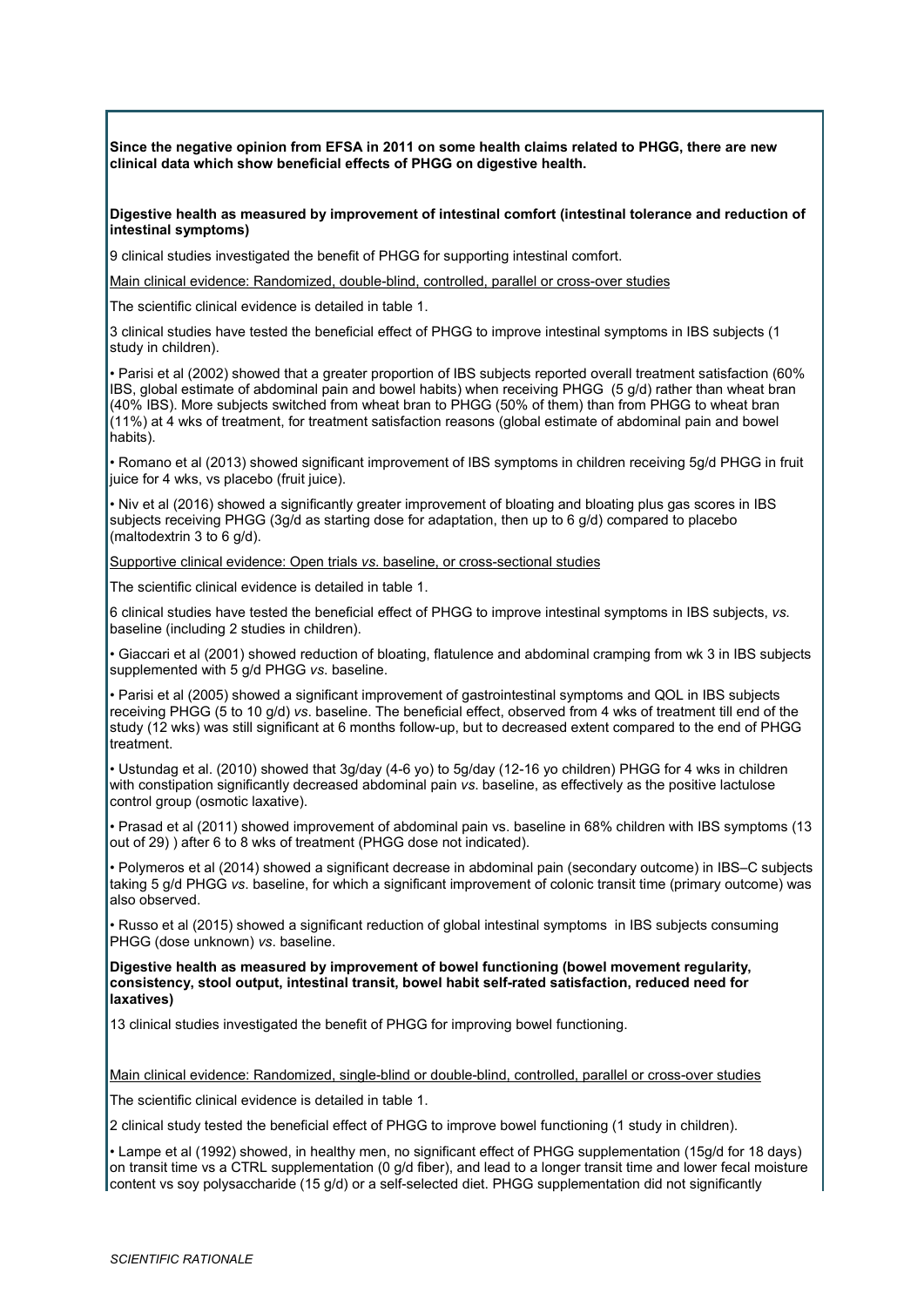**Since the negative opinion from EFSA in 2011 on some health claims related to PHGG, there are new clinical data which show beneficial effects of PHGG on digestive health.**

**Digestive health as measured by improvement of intestinal comfort (intestinal tolerance and reduction of intestinal symptoms)**

9 clinical studies investigated the benefit of PHGG for supporting intestinal comfort.

Main clinical evidence: Randomized, double-blind, controlled, parallel or cross-over studies

The scientific clinical evidence is detailed in table 1.

3 clinical studies have tested the beneficial effect of PHGG to improve intestinal symptoms in IBS subjects (1 study in children).

- Parisi et al (2002) showed that a greater proportion of IBS subjects reported overall treatment satisfaction (60% IBS, global estimate of abdominal pain and bowel habits) when receiving PHGG (5 g/d) rather than wheat bran (40% IBS). More subjects switched from wheat bran to PHGG (50% of them) than from PHGG to wheat bran (11%) at 4 wks of treatment, for treatment satisfaction reasons (global estimate of abdominal pain and bowel habits).
- Romano et al (2013) showed significant improvement of IBS symptoms in children receiving 5g/d PHGG in fruit juice for 4 wks, vs placebo (fruit juice).
- Niv et al (2016) showed a significantly greater improvement of bloating and bloating plus gas scores in IBS subjects receiving PHGG (3g/d as starting dose for adaptation, then up to 6 g/d) compared to placebo (maltodextrin 3 to 6 g/d).

Supportive clinical evidence: Open trials *vs.* baseline, or cross-sectional studies

The scientific clinical evidence is detailed in table 1.

6 clinical studies have tested the beneficial effect of PHGG to improve intestinal symptoms in IBS subjects, *vs.* baseline (including 2 studies in children).

- Giaccari et al (2001) showed reduction of bloating, flatulence and abdominal cramping from wk 3 in IBS subjects supplemented with 5 g/d PHGG *vs.* baseline.
- Parisi et al (2005) showed a significant improvement of gastrointestinal symptoms and QOL in IBS subjects receiving PHGG (5 to 10 g/d) *vs.* baseline. The beneficial effect, observed from 4 wks of treatment till end of the study (12 wks) was still significant at 6 months follow-up, but to decreased extent compared to the end of PHGG treatment.
- Ustundag et al. (2010) showed that 3g/day (4-6 yo) to 5g/day (12-16 yo children) PHGG for 4 wks in children with constipation significantly decreased abdominal pain *vs.* baseline, as effectively as the positive lactulose control group (osmotic laxative).
- Prasad et al (2011) showed improvement of abdominal pain vs. baseline in 68% children with IBS symptoms (13 out of 29) ) after 6 to 8 wks of treatment (PHGG dose not indicated).
- Polymeros et al (2014) showed a significant decrease in abdominal pain (secondary outcome) in IBS–C subjects taking 5 g/d PHGG *vs.* baseline, for which a significant improvement of colonic transit time (primary outcome) was also observed.
- Russo et al (2015) showed a significant reduction of global intestinal symptoms in IBS subjects consuming PHGG (dose unknown) *vs.* baseline.

**Digestive health as measured by improvement of bowel functioning (bowel movement regularity, consistency, stool output, intestinal transit, bowel habit self-rated satisfaction, reduced need for laxatives)**

13 clinical studies investigated the benefit of PHGG for improving bowel functioning.

Main clinical evidence: Randomized, single-blind or double-blind, controlled, parallel or cross-over studies

The scientific clinical evidence is detailed in table 1.

2 clinical study tested the beneficial effect of PHGG to improve bowel functioning (1 study in children).

- Lampe et al (1992) showed, in healthy men, no significant effect of PHGG supplementation (15g/d for 18 days) on transit time vs a CTRL supplementation (0 g/d fiber), and lead to a longer transit time and lower fecal moisture content vs soy polysaccharide (15 g/d) or a self-selected diet. PHGG supplementation did not significantly

*SCIENTIFIC RATIONALE*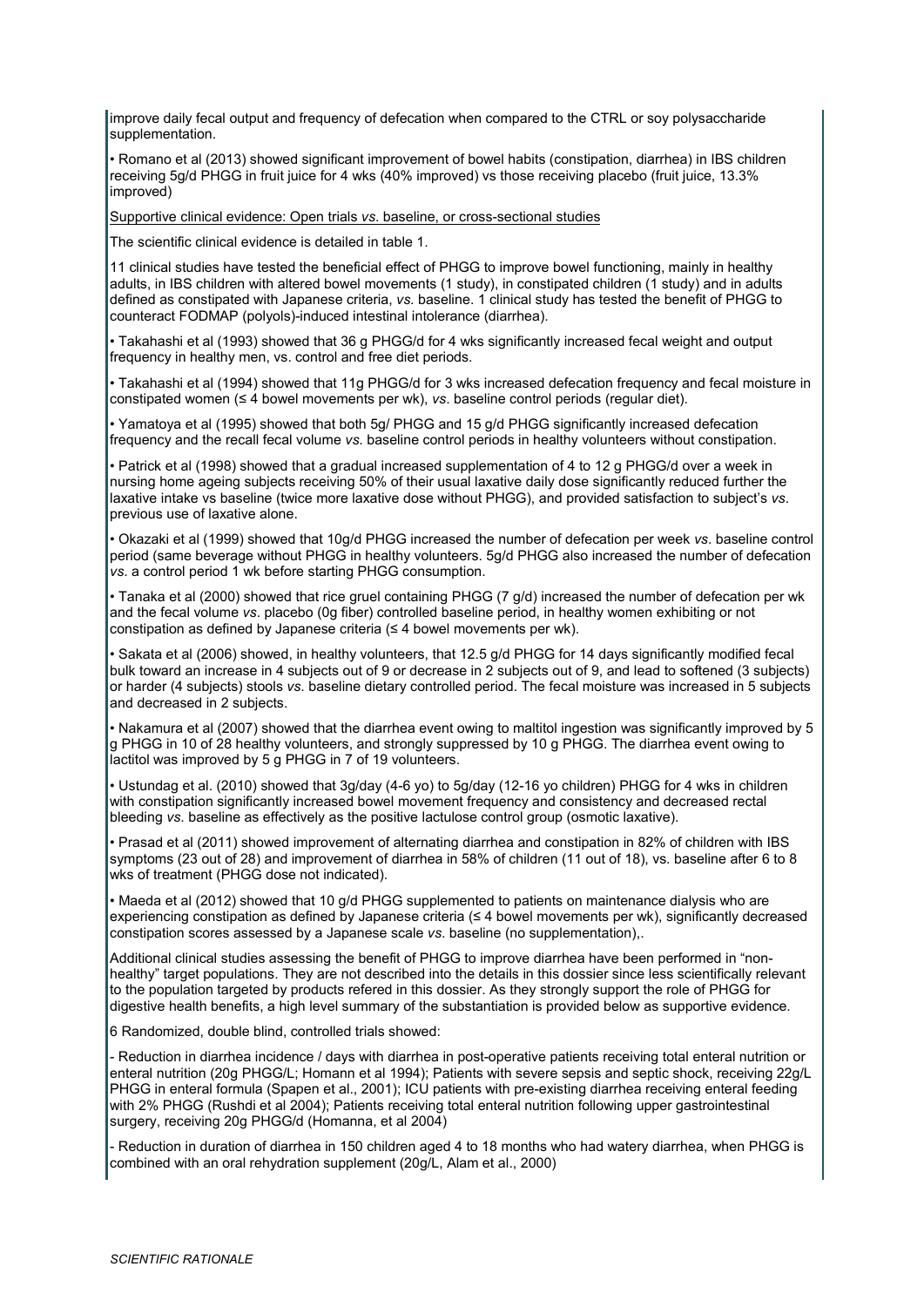improve daily fecal output and frequency of defecation when compared to the CTRL or soy polysaccharide supplementation.

- Romano et al (2013) showed significant improvement of bowel habits (constipation, diarrhea) in IBS children receiving 5g/d PHGG in fruit juice for 4 wks (40% improved) vs those receiving placebo (fruit juice, 13.3% improved)

Supportive clinical evidence: Open trials *vs*. baseline, or cross-sectional studies

The scientific clinical evidence is detailed in table 1.

11 clinical studies have tested the beneficial effect of PHGG to improve bowel functioning, mainly in healthy adults, in IBS children with altered bowel movements (1 study), in constipated children (1 study) and in adults defined as constipated with Japanese criteria, *vs.* baseline. 1 clinical study has tested the benefit of PHGG to counteract FODMAP (polyols)-induced intestinal intolerance (diarrhea).

- Takahashi et al (1993) showed that 36 g PHGG/d for 4 wks significantly increased fecal weight and output frequency in healthy men, vs. control and free diet periods.
- Takahashi et al (1994) showed that 11g PHGG/d for 3 wks increased defecation frequency and fecal moisture in constipated women (≤ 4 bowel movements per wk), *vs*. baseline control periods (regular diet).
- Yamatoya et al (1995) showed that both 5g/ PHGG and 15 g/d PHGG significantly increased defecation frequency and the recall fecal volume *vs.* baseline control periods in healthy volunteers without constipation.
- Patrick et al (1998) showed that a gradual increased supplementation of 4 to 12 g PHGG/d over a week in nursing home ageing subjects receiving 50% of their usual laxative daily dose significantly reduced further the laxative intake vs baseline (twice more laxative dose without PHGG), and provided satisfaction to subject's *vs*. previous use of laxative alone.
- Okazaki et al (1999) showed that 10g/d PHGG increased the number of defecation per week *vs*. baseline control period (same beverage without PHGG in healthy volunteers. 5g/d PHGG also increased the number of defecation *vs*. a control period 1 wk before starting PHGG consumption.
- Tanaka et al (2000) showed that rice gruel containing PHGG (7 g/d) increased the number of defecation per wk and the fecal volume *vs*. placebo (0g fiber) controlled baseline period, in healthy women exhibiting or not constipation as defined by Japanese criteria (≤ 4 bowel movements per wk).
- Sakata et al (2006) showed, in healthy volunteers, that 12.5 g/d PHGG for 14 days significantly modified fecal bulk toward an increase in 4 subjects out of 9 or decrease in 2 subjects out of 9, and lead to softened (3 subjects) or harder (4 subjects) stools *vs.* baseline dietary controlled period. The fecal moisture was increased in 5 subjects and decreased in 2 subjects.
- Nakamura et al (2007) showed that the diarrhea event owing to maltitol ingestion was significantly improved by 5 g PHGG in 10 of 28 healthy volunteers, and strongly suppressed by 10 g PHGG. The diarrhea event owing to lactitol was improved by 5 g PHGG in 7 of 19 volunteers.
- Ustundag et al. (2010) showed that 3g/day (4-6 yo) to 5g/day (12-16 yo children) PHGG for 4 wks in children with constipation significantly increased bowel movement frequency and consistency and decreased rectal bleeding *vs.* baseline as effectively as the positive lactulose control group (osmotic laxative).
- Prasad et al (2011) showed improvement of alternating diarrhea and constipation in 82% of children with IBS symptoms (23 out of 28) and improvement of diarrhea in 58% of children (11 out of 18), vs. baseline after 6 to 8 wks of treatment (PHGG dose not indicated).
- Maeda et al (2012) showed that 10 g/d PHGG supplemented to patients on maintenance dialysis who are experiencing constipation as defined by Japanese criteria (≤ 4 bowel movements per wk), significantly decreased constipation scores assessed by a Japanese scale *vs*. baseline (no supplementation),.

Additional clinical studies assessing the benefit of PHGG to improve diarrhea have been performed in "non-healthy" target populations. They are not described into the details in this dossier since less scientifically relevant to the population targeted by products refered in this dossier. As they strongly support the role of PHGG for digestive health benefits, a high level summary of the substantiation is provided below as supportive evidence.

6 Randomized, double blind, controlled trials showed:

- Reduction in diarrhea incidence / days with diarrhea in post-operative patients receiving total enteral nutrition or enteral nutrition (20g PHGG/L; Homann et al 1994); Patients with severe sepsis and septic shock, receiving 22g/L PHGG in enteral formula (Spapen et al., 2001); ICU patients with pre-existing diarrhea receiving enteral feeding with 2% PHGG (Rushdi et al 2004); Patients receiving total enteral nutrition following upper gastrointestinal surgery, receiving 20g PHGG/d (Homanna, et al 2004)

- Reduction in duration of diarrhea in 150 children aged 4 to 18 months who had watery diarrhea, when PHGG is combined with an oral rehydration supplement (20g/L, Alam et al., 2000)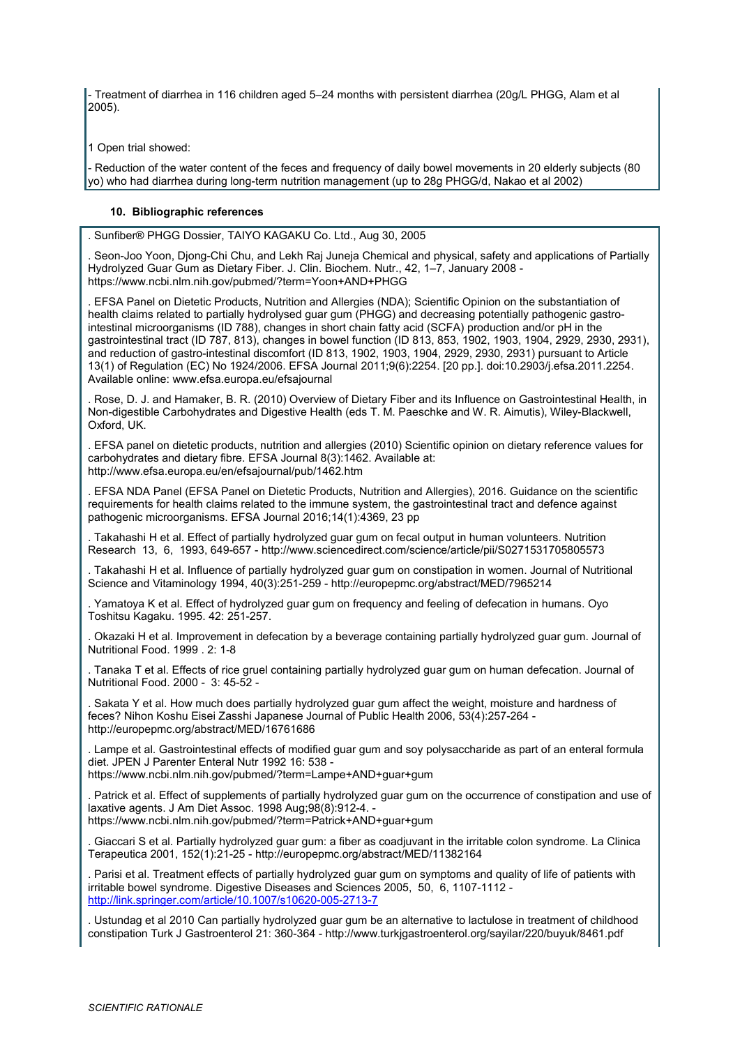- Treatment of diarrhea in 116 children aged 5–24 months with persistent diarrhea (20g/L PHGG, Alam et al 2005).

1 Open trial showed:

- Reduction of the water content of the feces and frequency of daily bowel movements in 20 elderly subjects (80 yo) who had diarrhea during long-term nutrition management (up to 28g PHGG/d, Nakao et al 2002)

### 10. Bibliographic references

. Sunfiber® PHGG Dossier, TAIYO KAGAKU Co. Ltd., Aug 30, 2005

. Seon-Joo Yoon, Djong-Chi Chu, and Lekh Raj Juneja Chemical and physical, safety and applications of Partially Hydrolyzed Guar Gum as Dietary Fiber. J. Clin. Biochem. Nutr., 42, 1–7, January 2008 - https://www.ncbi.nlm.nih.gov/pubmed/?term=Yoon+AND+PHGG

. EFSA Panel on Dietetic Products, Nutrition and Allergies (NDA); Scientific Opinion on the substantiation of health claims related to partially hydrolysed guar gum (PHGG) and decreasing potentially pathogenic gastro-intestinal microorganisms (ID 788), changes in short chain fatty acid (SCFA) production and/or pH in the gastrointestinal tract (ID 787, 813), changes in bowel function (ID 813, 853, 1902, 1903, 1904, 2929, 2930, 2931), and reduction of gastro-intestinal discomfort (ID 813, 1902, 1903, 1904, 2929, 2930, 2931) pursuant to Article 13(1) of Regulation (EC) No 1924/2006. EFSA Journal 2011;9(6):2254. [20 pp.]. doi:10.2903/j.efsa.2011.2254. Available online: www.efsa.europa.eu/efsajournal

. Rose, D. J. and Hamaker, B. R. (2010) Overview of Dietary Fiber and its Influence on Gastrointestinal Health, in Non-digestible Carbohydrates and Digestive Health (eds T. M. Paeschke and W. R. Aimutis), Wiley-Blackwell, Oxford, UK.

. EFSA panel on dietetic products, nutrition and allergies (2010) Scientific opinion on dietary reference values for carbohydrates and dietary fibre. EFSA Journal 8(3):1462. Available at: http://www.efsa.europa.eu/en/efsajournal/pub/1462.htm

. EFSA NDA Panel (EFSA Panel on Dietetic Products, Nutrition and Allergies), 2016. Guidance on the scientific requirements for health claims related to the immune system, the gastrointestinal tract and defence against pathogenic microorganisms. EFSA Journal 2016;14(1):4369, 23 pp

. Takahashi H et al. Effect of partially hydrolyzed guar gum on fecal output in human volunteers. Nutrition Research 13, 6, 1993, 649-657 - http://www.sciencedirect.com/science/article/pii/S0271531705805573

. Takahashi H et al. Influence of partially hydrolyzed guar gum on constipation in women. Journal of Nutritional Science and Vitaminology 1994, 40(3):251-259 - http://europepmc.org/abstract/MED/7965214

. Yamatoya K et al. Effect of hydrolyzed guar gum on frequency and feeling of defecation in humans. Oyo Toshitsu Kagaku. 1995. 42: 251-257.

. Okazaki H et al. Improvement in defecation by a beverage containing partially hydrolyzed guar gum. Journal of Nutritional Food. 1999 . 2: 1-8

. Tanaka T et al. Effects of rice gruel containing partially hydrolyzed guar gum on human defecation. Journal of Nutritional Food. 2000 - 3: 45-52 -

. Sakata Y et al. How much does partially hydrolyzed guar gum affect the weight, moisture and hardness of feces? Nihon Koshu Eisei Zasshi Japanese Journal of Public Health 2006, 53(4):257-264 - http://europepmc.org/abstract/MED/16761686

. Lampe et al. Gastrointestinal effects of modified guar gum and soy polysaccharide as part of an enteral formula diet. JPEN J Parenter Enteral Nutr 1992 16: 538 - https://www.ncbi.nlm.nih.gov/pubmed/?term=Lampe+AND+guar+gum

. Patrick et al. Effect of supplements of partially hydrolyzed guar gum on the occurrence of constipation and use of laxative agents. J Am Diet Assoc. 1998 Aug;98(8):912-4. - https://www.ncbi.nlm.nih.gov/pubmed/?term=Patrick+AND+guar+gum

. Giaccari S et al. Partially hydrolyzed guar gum: a fiber as coadjuvant in the irritable colon syndrome. La Clinica Terapeutica 2001, 152(1):21-25 - http://europepmc.org/abstract/MED/11382164

. Parisi et al. Treatment effects of partially hydrolyzed guar gum on symptoms and quality of life of patients with irritable bowel syndrome. Digestive Diseases and Sciences 2005, 50, 6, 1107-1112 - http://link.springer.com/article/10.1007/s10620-005-2713-7

. Ustundag et al 2010 Can partially hydrolyzed guar gum be an alternative to lactulose in treatment of childhood constipation Turk J Gastroenterol 21: 360-364 - http://www.turkjgastroenterol.org/sayilar/220/buyuk/8461.pdf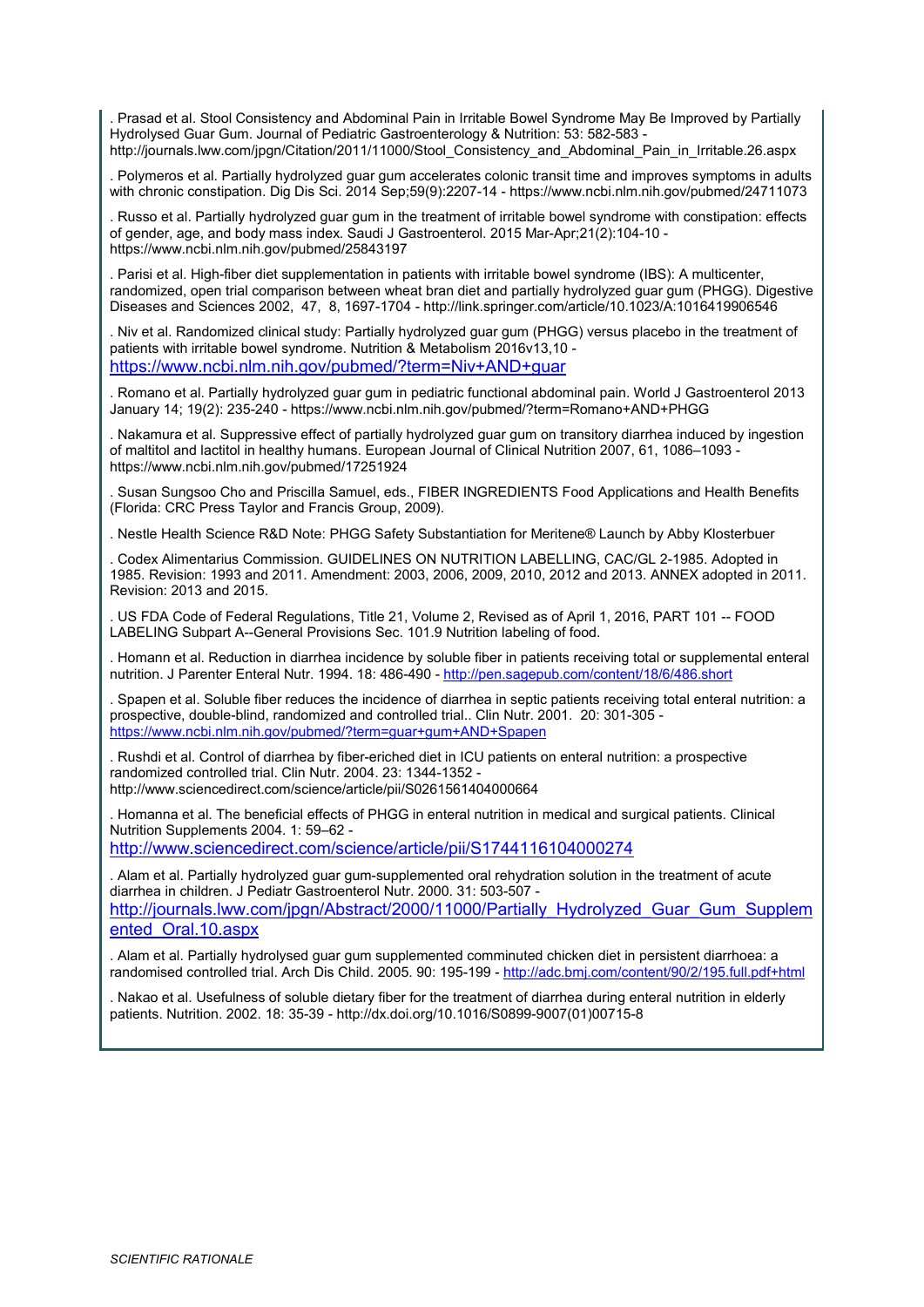. Prasad et al. Stool Consistency and Abdominal Pain in Irritable Bowel Syndrome May Be Improved by Partially Hydrolysed Guar Gum. Journal of Pediatric Gastroenterology & Nutrition: 53: 582-583 - http://journals.lww.com/jpgn/Citation/2011/11000/Stool_Consistency_and_Abdominal_Pain_in_Irritable.26.aspx

. Polymeros et al. Partially hydrolyzed guar gum accelerates colonic transit time and improves symptoms in adults with chronic constipation. Dig Dis Sci. 2014 Sep;59(9):2207-14 - https://www.ncbi.nlm.nih.gov/pubmed/24711073

. Russo et al. Partially hydrolyzed guar gum in the treatment of irritable bowel syndrome with constipation: effects of gender, age, and body mass index. Saudi J Gastroenterol. 2015 Mar-Apr;21(2):104-10 - https://www.ncbi.nlm.nih.gov/pubmed/25843197

. Parisi et al. High-fiber diet supplementation in patients with irritable bowel syndrome (IBS): A multicenter, randomized, open trial comparison between wheat bran diet and partially hydrolyzed guar gum (PHGG). Digestive Diseases and Sciences 2002, 47, 8, 1697-1704 - http://link.springer.com/article/10.1023/A:1016419906546

. Niv et al. Randomized clinical study: Partially hydrolyzed guar gum (PHGG) versus placebo in the treatment of patients with irritable bowel syndrome. Nutrition & Metabolism 2016v13,10 - https://www.ncbi.nlm.nih.gov/pubmed/?term=Niv+AND+guar

. Romano et al. Partially hydrolyzed guar gum in pediatric functional abdominal pain. World J Gastroenterol 2013 January 14; 19(2): 235-240 - https://www.ncbi.nlm.nih.gov/pubmed/?term=Romano+AND+PHGG

. Nakamura et al. Suppressive effect of partially hydrolyzed guar gum on transitory diarrhea induced by ingestion of maltitol and lactitol in healthy humans. European Journal of Clinical Nutrition 2007, 61, 1086–1093 - https://www.ncbi.nlm.nih.gov/pubmed/17251924

. Susan Sungsoo Cho and Priscilla Samuel, eds., FIBER INGREDIENTS Food Applications and Health Benefits (Florida: CRC Press Taylor and Francis Group, 2009).

. Nestle Health Science R&D Note: PHGG Safety Substantiation for Meritene® Launch by Abby Klosterbuer

. Codex Alimentarius Commission. GUIDELINES ON NUTRITION LABELLING, CAC/GL 2-1985. Adopted in 1985. Revision: 1993 and 2011. Amendment: 2003, 2006, 2009, 2010, 2012 and 2013. ANNEX adopted in 2011. Revision: 2013 and 2015.

. US FDA Code of Federal Regulations, Title 21, Volume 2, Revised as of April 1, 2016, PART 101 -- FOOD LABELING Subpart A--General Provisions Sec. 101.9 Nutrition labeling of food.

. Homann et al. Reduction in diarrhea incidence by soluble fiber in patients receiving total or supplemental enteral nutrition. J Parenter Enteral Nutr. 1994. 18: 486-490 - http://pen.sagepub.com/content/18/6/486.short

. Spapen et al. Soluble fiber reduces the incidence of diarrhea in septic patients receiving total enteral nutrition: a prospective, double-blind, randomized and controlled trial.. Clin Nutr. 2001. 20: 301-305 - https://www.ncbi.nlm.nih.gov/pubmed/?term=guar+gum+AND+Spapen

. Rushdi et al. Control of diarrhea by fiber-eriched diet in ICU patients on enteral nutrition: a prospective randomized controlled trial. Clin Nutr. 2004. 23: 1344-1352 - http://www.sciencedirect.com/science/article/pii/S0261561404000664

. Homanna et al. The beneficial effects of PHGG in enteral nutrition in medical and surgical patients. Clinical Nutrition Supplements 2004. 1: 59–62 - http://www.sciencedirect.com/science/article/pii/S1744116104000274

. Alam et al. Partially hydrolyzed guar gum-supplemented oral rehydration solution in the treatment of acute diarrhea in children. J Pediatr Gastroenterol Nutr. 2000. 31: 503-507 - http://journals.lww.com/jpgn/Abstract/2000/11000/Partially_Hydrolyzed_Guar_Gum_Supplemented_Oral.10.aspx

. Alam et al. Partially hydrolysed guar gum supplemented comminuted chicken diet in persistent diarrhoea: a randomised controlled trial. Arch Dis Child. 2005. 90: 195-199 - http://adc.bmj.com/content/90/2/195.full.pdf+html

. Nakao et al. Usefulness of soluble dietary fiber for the treatment of diarrhea during enteral nutrition in elderly patients. Nutrition. 2002. 18: 35-39 - http://dx.doi.org/10.1016/S0899-9007(01)00715-8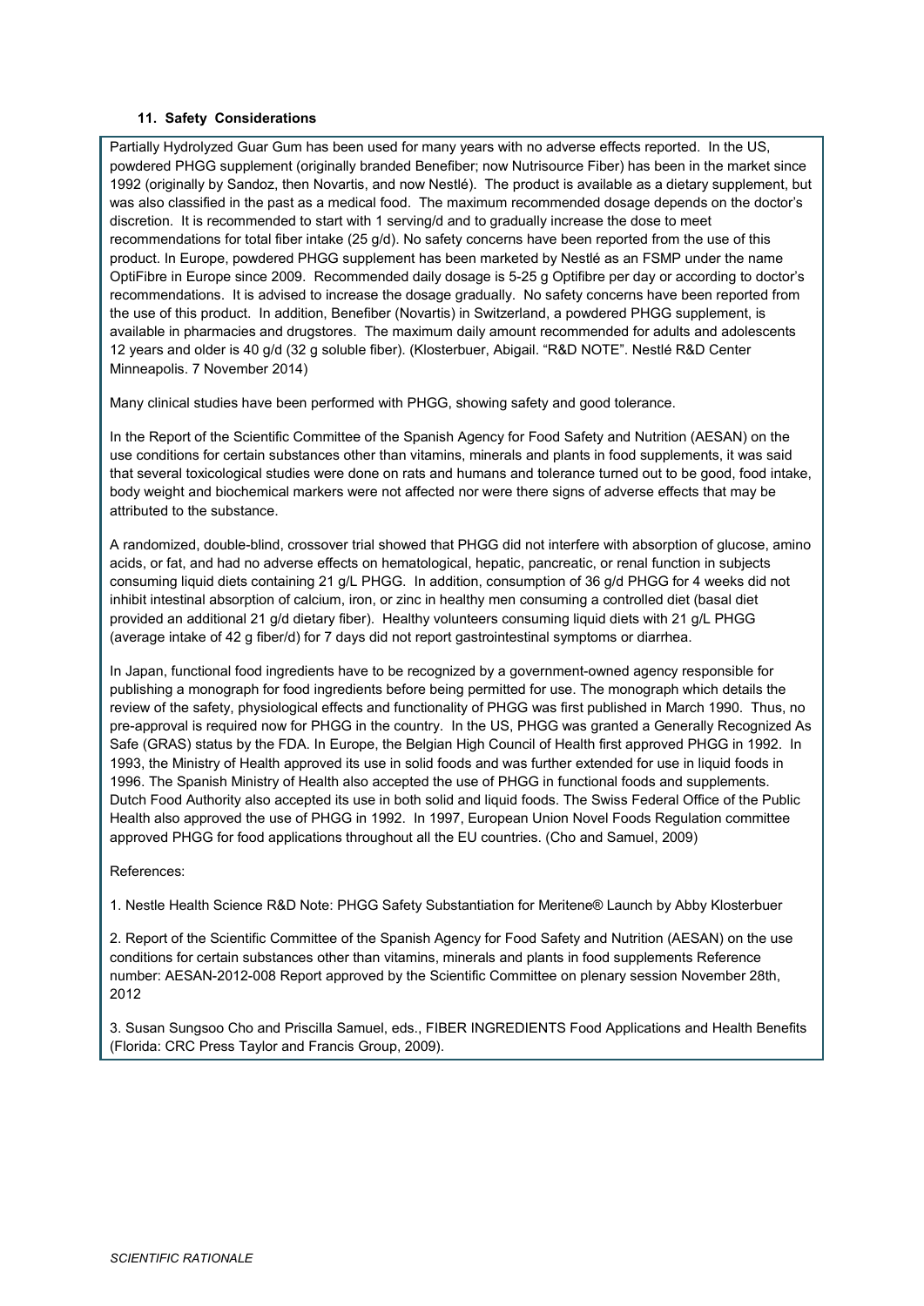### 11. Safety Considerations

Partially Hydrolyzed Guar Gum has been used for many years with no adverse effects reported. In the US, powdered PHGG supplement (originally branded Benefiber; now Nutrisource Fiber) has been in the market since 1992 (originally by Sandoz, then Novartis, and now Nestlé). The product is available as a dietary supplement, but was also classified in the past as a medical food. The maximum recommended dosage depends on the doctor's discretion. It is recommended to start with 1 serving/d and to gradually increase the dose to meet recommendations for total fiber intake (25 g/d). No safety concerns have been reported from the use of this product. In Europe, powdered PHGG supplement has been marketed by Nestlé as an FSMP under the name OptiFibre in Europe since 2009. Recommended daily dosage is 5-25 g Optifibre per day or according to doctor's recommendations. It is advised to increase the dosage gradually. No safety concerns have been reported from the use of this product. In addition, Benefiber (Novartis) in Switzerland, a powdered PHGG supplement, is available in pharmacies and drugstores. The maximum daily amount recommended for adults and adolescents 12 years and older is 40 g/d (32 g soluble fiber). (Klosterbuer, Abigail. "R&D NOTE". Nestlé R&D Center Minneapolis. 7 November 2014)

Many clinical studies have been performed with PHGG, showing safety and good tolerance.

In the Report of the Scientific Committee of the Spanish Agency for Food Safety and Nutrition (AESAN) on the use conditions for certain substances other than vitamins, minerals and plants in food supplements, it was said that several toxicological studies were done on rats and humans and tolerance turned out to be good, food intake, body weight and biochemical markers were not affected nor were there signs of adverse effects that may be attributed to the substance.

A randomized, double-blind, crossover trial showed that PHGG did not interfere with absorption of glucose, amino acids, or fat, and had no adverse effects on hematological, hepatic, pancreatic, or renal function in subjects consuming liquid diets containing 21 g/L PHGG. In addition, consumption of 36 g/d PHGG for 4 weeks did not inhibit intestinal absorption of calcium, iron, or zinc in healthy men consuming a controlled diet (basal diet provided an additional 21 g/d dietary fiber). Healthy volunteers consuming liquid diets with 21 g/L PHGG (average intake of 42 g fiber/d) for 7 days did not report gastrointestinal symptoms or diarrhea.

In Japan, functional food ingredients have to be recognized by a government-owned agency responsible for publishing a monograph for food ingredients before being permitted for use. The monograph which details the review of the safety, physiological effects and functionality of PHGG was first published in March 1990. Thus, no pre-approval is required now for PHGG in the country. In the US, PHGG was granted a Generally Recognized As Safe (GRAS) status by the FDA. In Europe, the Belgian High Council of Health first approved PHGG in 1992. In 1993, the Ministry of Health approved its use in solid foods and was further extended for use in liquid foods in 1996. The Spanish Ministry of Health also accepted the use of PHGG in functional foods and supplements. Dutch Food Authority also accepted its use in both solid and liquid foods. The Swiss Federal Office of the Public Health also approved the use of PHGG in 1992. In 1997, European Union Novel Foods Regulation committee approved PHGG for food applications throughout all the EU countries. (Cho and Samuel, 2009)

References:

1. Nestle Health Science R&D Note: PHGG Safety Substantiation for Meritene® Launch by Abby Klosterbuer

2. Report of the Scientific Committee of the Spanish Agency for Food Safety and Nutrition (AESAN) on the use conditions for certain substances other than vitamins, minerals and plants in food supplements Reference number: AESAN-2012-008 Report approved by the Scientific Committee on plenary session November 28th, 2012

3. Susan Sungsoo Cho and Priscilla Samuel, eds., FIBER INGREDIENTS Food Applications and Health Benefits (Florida: CRC Press Taylor and Francis Group, 2009).